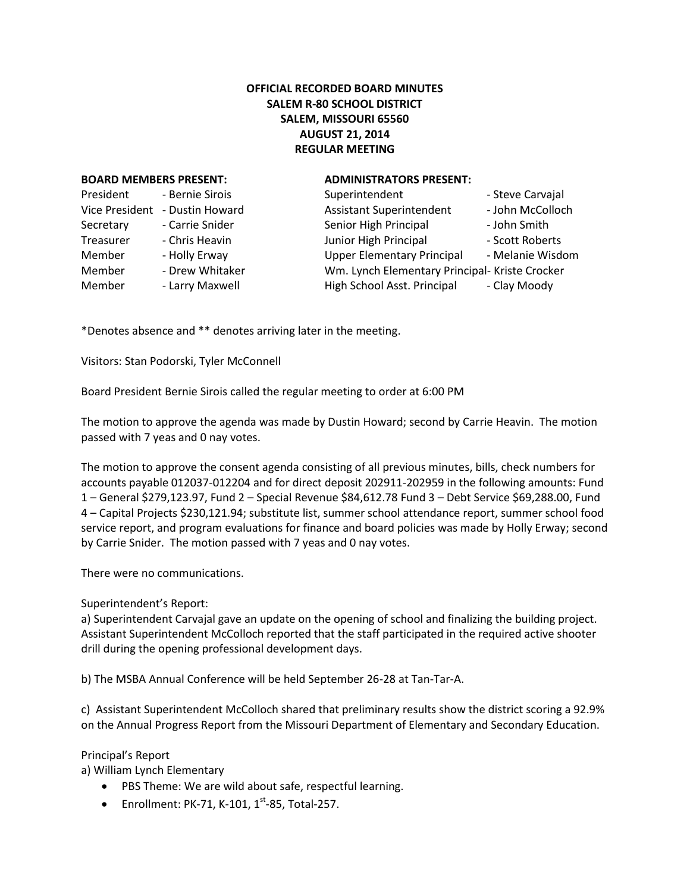**OFFICIAL RECORDED BOARD MINUTES**
**SALEM R-80 SCHOOL DISTRICT**
**SALEM, MISSOURI 65560**
**AUGUST 21, 2014**
**REGULAR MEETING**

| **BOARD MEMBERS PRESENT:** | | **ADMINISTRATORS PRESENT:** | |
|---|---|---|---|
| President | - Bernie Sirois | Superintendent | - Steve Carvajal |
| Vice President | - Dustin Howard | Assistant Superintendent | - John McColloch |
| Secretary | - Carrie Snider | Senior High Principal | - John Smith |
| Treasurer | - Chris Heavin | Junior High Principal | - Scott Roberts |
| Member | - Holly Erway | Upper Elementary Principal | - Melanie Wisdom |
| Member | - Drew Whitaker | Wm. Lynch Elementary Principal | - Kriste Crocker |
| Member | - Larry Maxwell | High School Asst. Principal | - Clay Moody |

*Denotes absence and ** denotes arriving later in the meeting.

Visitors: Stan Podorski, Tyler McConnell

Board President Bernie Sirois called the regular meeting to order at 6:00 PM

The motion to approve the agenda was made by Dustin Howard; second by Carrie Heavin. The motion passed with 7 yeas and 0 nay votes.

The motion to approve the consent agenda consisting of all previous minutes, bills, check numbers for accounts payable 012037-012204 and for direct deposit 202911-202959 in the following amounts: Fund 1 – General $279,123.97, Fund 2 – Special Revenue $84,612.78 Fund 3 – Debt Service $69,288.00, Fund 4 – Capital Projects $230,121.94; substitute list, summer school attendance report, summer school food service report, and program evaluations for finance and board policies was made by Holly Erway; second by Carrie Snider. The motion passed with 7 yeas and 0 nay votes.

There were no communications.

Superintendent's Report:

a) Superintendent Carvajal gave an update on the opening of school and finalizing the building project. Assistant Superintendent McColloch reported that the staff participated in the required active shooter drill during the opening professional development days.

b) The MSBA Annual Conference will be held September 26-28 at Tan-Tar-A.

c) Assistant Superintendent McColloch shared that preliminary results show the district scoring a 92.9% on the Annual Progress Report from the Missouri Department of Elementary and Secondary Education.

Principal's Report

a) William Lynch Elementary

- PBS Theme: We are wild about safe, respectful learning.
- Enrollment: PK-71, K-101, 1st-85, Total-257.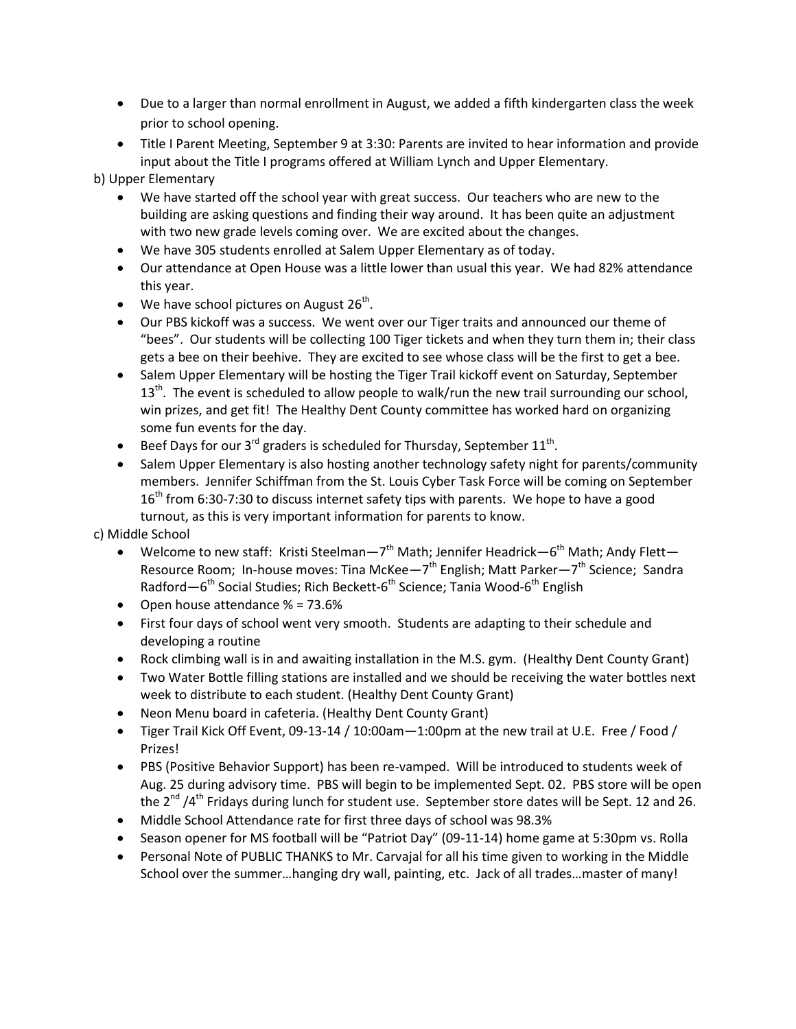- Due to a larger than normal enrollment in August, we added a fifth kindergarten class the week prior to school opening.
- Title I Parent Meeting, September 9 at 3:30: Parents are invited to hear information and provide input about the Title I programs offered at William Lynch and Upper Elementary.

b) Upper Elementary

- We have started off the school year with great success. Our teachers who are new to the building are asking questions and finding their way around. It has been quite an adjustment with two new grade levels coming over. We are excited about the changes.
- We have 305 students enrolled at Salem Upper Elementary as of today.
- Our attendance at Open House was a little lower than usual this year. We had 82% attendance this year.
- We have school pictures on August 26th.
- Our PBS kickoff was a success. We went over our Tiger traits and announced our theme of "bees". Our students will be collecting 100 Tiger tickets and when they turn them in; their class gets a bee on their beehive. They are excited to see whose class will be the first to get a bee.
- Salem Upper Elementary will be hosting the Tiger Trail kickoff event on Saturday, September 13th. The event is scheduled to allow people to walk/run the new trail surrounding our school, win prizes, and get fit! The Healthy Dent County committee has worked hard on organizing some fun events for the day.
- Beef Days for our 3rd graders is scheduled for Thursday, September 11th.
- Salem Upper Elementary is also hosting another technology safety night for parents/community members. Jennifer Schiffman from the St. Louis Cyber Task Force will be coming on September 16th from 6:30-7:30 to discuss internet safety tips with parents. We hope to have a good turnout, as this is very important information for parents to know.

c) Middle School

- Welcome to new staff: Kristi Steelman—7th Math; Jennifer Headrick—6th Math; Andy Flett—Resource Room; In-house moves: Tina McKee—7th English; Matt Parker—7th Science; Sandra Radford—6th Social Studies; Rich Beckett-6th Science; Tania Wood-6th English
- Open house attendance % = 73.6%
- First four days of school went very smooth. Students are adapting to their schedule and developing a routine
- Rock climbing wall is in and awaiting installation in the M.S. gym. (Healthy Dent County Grant)
- Two Water Bottle filling stations are installed and we should be receiving the water bottles next week to distribute to each student. (Healthy Dent County Grant)
- Neon Menu board in cafeteria. (Healthy Dent County Grant)
- Tiger Trail Kick Off Event, 09-13-14 / 10:00am—1:00pm at the new trail at U.E. Free / Food / Prizes!
- PBS (Positive Behavior Support) has been re-vamped. Will be introduced to students week of Aug. 25 during advisory time. PBS will begin to be implemented Sept. 02. PBS store will be open the 2nd /4th Fridays during lunch for student use. September store dates will be Sept. 12 and 26.
- Middle School Attendance rate for first three days of school was 98.3%
- Season opener for MS football will be "Patriot Day" (09-11-14) home game at 5:30pm vs. Rolla
- Personal Note of PUBLIC THANKS to Mr. Carvajal for all his time given to working in the Middle School over the summer…hanging dry wall, painting, etc. Jack of all trades…master of many!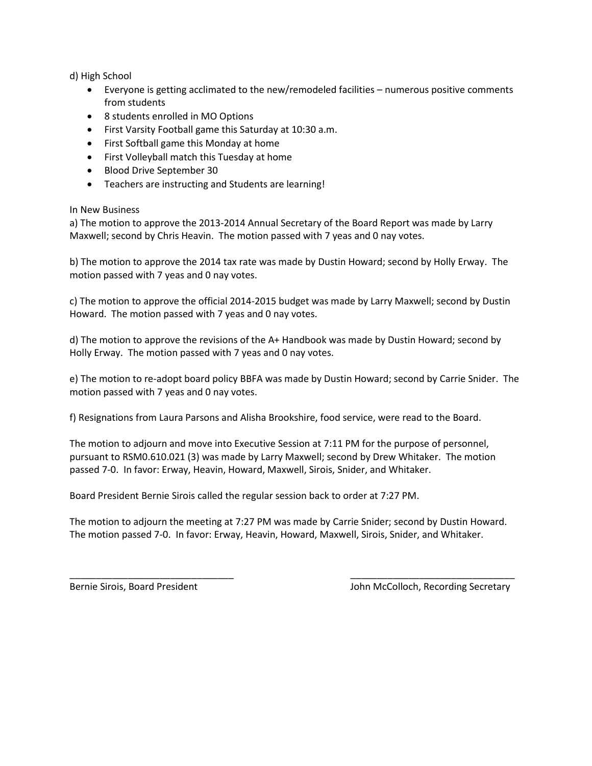d) High School

- Everyone is getting acclimated to the new/remodeled facilities – numerous positive comments from students
- 8 students enrolled in MO Options
- First Varsity Football game this Saturday at 10:30 a.m.
- First Softball game this Monday at home
- First Volleyball match this Tuesday at home
- Blood Drive September 30
- Teachers are instructing and Students are learning!

In New Business

a) The motion to approve the 2013-2014 Annual Secretary of the Board Report was made by Larry Maxwell; second by Chris Heavin. The motion passed with 7 yeas and 0 nay votes.

b) The motion to approve the 2014 tax rate was made by Dustin Howard; second by Holly Erway. The motion passed with 7 yeas and 0 nay votes.

c) The motion to approve the official 2014-2015 budget was made by Larry Maxwell; second by Dustin Howard. The motion passed with 7 yeas and 0 nay votes.

d) The motion to approve the revisions of the A+ Handbook was made by Dustin Howard; second by Holly Erway. The motion passed with 7 yeas and 0 nay votes.

e) The motion to re-adopt board policy BBFA was made by Dustin Howard; second by Carrie Snider. The motion passed with 7 yeas and 0 nay votes.

f) Resignations from Laura Parsons and Alisha Brookshire, food service, were read to the Board.

The motion to adjourn and move into Executive Session at 7:11 PM for the purpose of personnel, pursuant to RSM0.610.021 (3) was made by Larry Maxwell; second by Drew Whitaker. The motion passed 7-0. In favor: Erway, Heavin, Howard, Maxwell, Sirois, Snider, and Whitaker.

Board President Bernie Sirois called the regular session back to order at 7:27 PM.

The motion to adjourn the meeting at 7:27 PM was made by Carrie Snider; second by Dustin Howard. The motion passed 7-0. In favor: Erway, Heavin, Howard, Maxwell, Sirois, Snider, and Whitaker.

________________________________ ________________________________

Bernie Sirois, Board President John McColloch, Recording Secretary